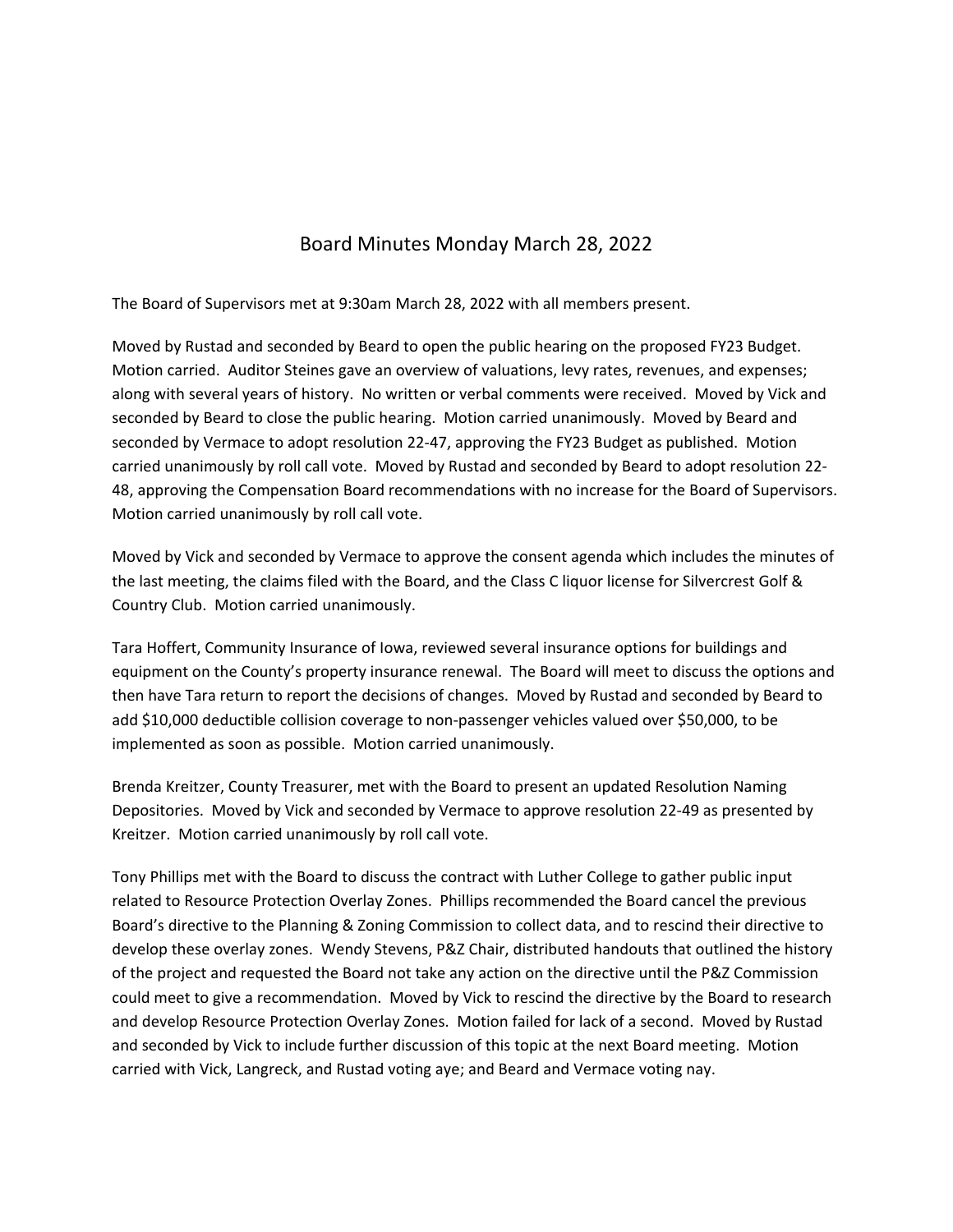# Board Minutes Monday March 28, 2022

The Board of Supervisors met at 9:30am March 28, 2022 with all members present.

Moved by Rustad and seconded by Beard to open the public hearing on the proposed FY23 Budget. Motion carried. Auditor Steines gave an overview of valuations, levy rates, revenues, and expenses; along with several years of history. No written or verbal comments were received. Moved by Vick and seconded by Beard to close the public hearing. Motion carried unanimously. Moved by Beard and seconded by Vermace to adopt resolution 22-47, approving the FY23 Budget as published. Motion carried unanimously by roll call vote. Moved by Rustad and seconded by Beard to adopt resolution 22-48, approving the Compensation Board recommendations with no increase for the Board of Supervisors. Motion carried unanimously by roll call vote.

Moved by Vick and seconded by Vermace to approve the consent agenda which includes the minutes of the last meeting, the claims filed with the Board, and the Class C liquor license for Silvercrest Golf & Country Club. Motion carried unanimously.

Tara Hoffert, Community Insurance of Iowa, reviewed several insurance options for buildings and equipment on the County's property insurance renewal. The Board will meet to discuss the options and then have Tara return to report the decisions of changes. Moved by Rustad and seconded by Beard to add $10,000 deductible collision coverage to non-passenger vehicles valued over $50,000, to be implemented as soon as possible. Motion carried unanimously.

Brenda Kreitzer, County Treasurer, met with the Board to present an updated Resolution Naming Depositories. Moved by Vick and seconded by Vermace to approve resolution 22-49 as presented by Kreitzer. Motion carried unanimously by roll call vote.

Tony Phillips met with the Board to discuss the contract with Luther College to gather public input related to Resource Protection Overlay Zones. Phillips recommended the Board cancel the previous Board's directive to the Planning & Zoning Commission to collect data, and to rescind their directive to develop these overlay zones. Wendy Stevens, P&Z Chair, distributed handouts that outlined the history of the project and requested the Board not take any action on the directive until the P&Z Commission could meet to give a recommendation. Moved by Vick to rescind the directive by the Board to research and develop Resource Protection Overlay Zones. Motion failed for lack of a second. Moved by Rustad and seconded by Vick to include further discussion of this topic at the next Board meeting. Motion carried with Vick, Langreck, and Rustad voting aye; and Beard and Vermace voting nay.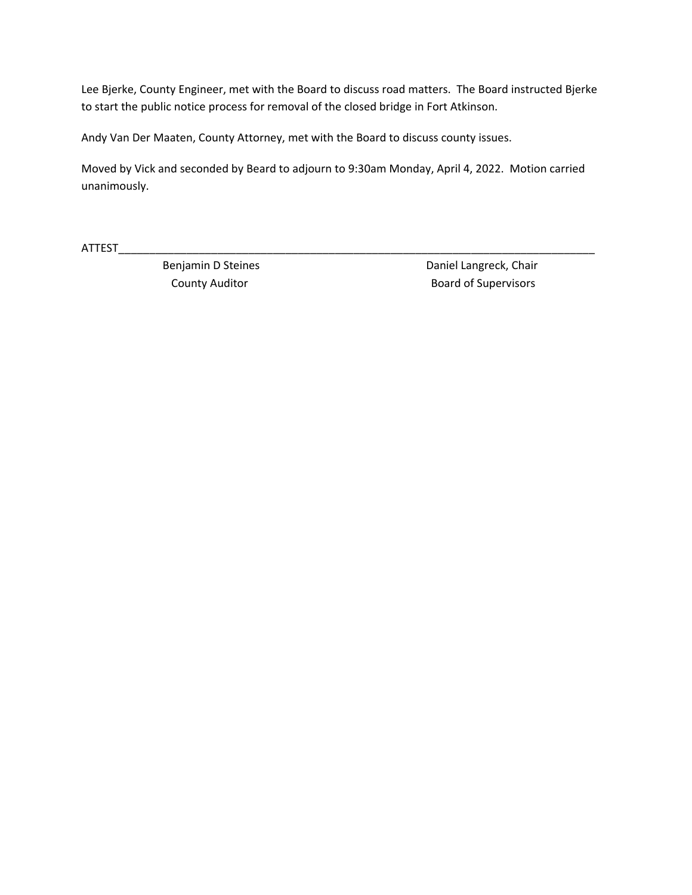Lee Bjerke, County Engineer, met with the Board to discuss road matters. The Board instructed Bjerke to start the public notice process for removal of the closed bridge in Fort Atkinson.

Andy Van Der Maaten, County Attorney, met with the Board to discuss county issues.

Moved by Vick and seconded by Beard to adjourn to 9:30am Monday, April 4, 2022. Motion carried unanimously.

ATTEST_______________________________________________________________________________

Benjamin D Steines
County Auditor

Daniel Langreck, Chair
Board of Supervisors